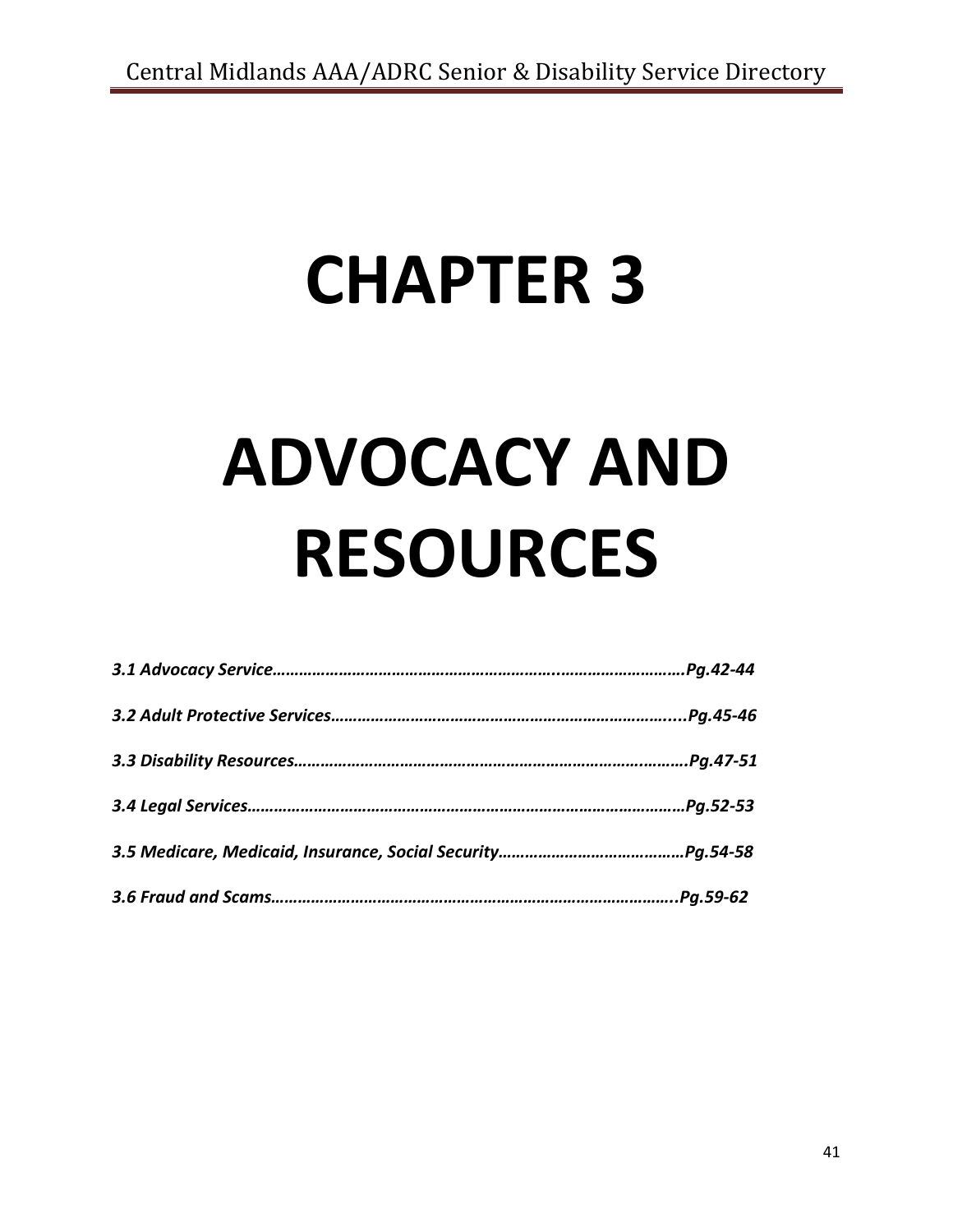# CHAPTER 3

# ADVOCACY AND RESOURCES

*3.1 Advocacy Service……………………………………………………..………………………Pg.42-44*

*3.2 Adult Protective Services……………………………………………………………….....Pg.45-46*

*3.3 Disability Resources…………………………………………………………………………..Pg.47-51*

*3.4 Legal Services……………………………………………………………………………………Pg.52-53*

*3.5 Medicare, Medicaid, Insurance, Social Security……………………………………Pg.54-58*

*3.6 Fraud and Scams……………………………………………………………………………..Pg.59-62*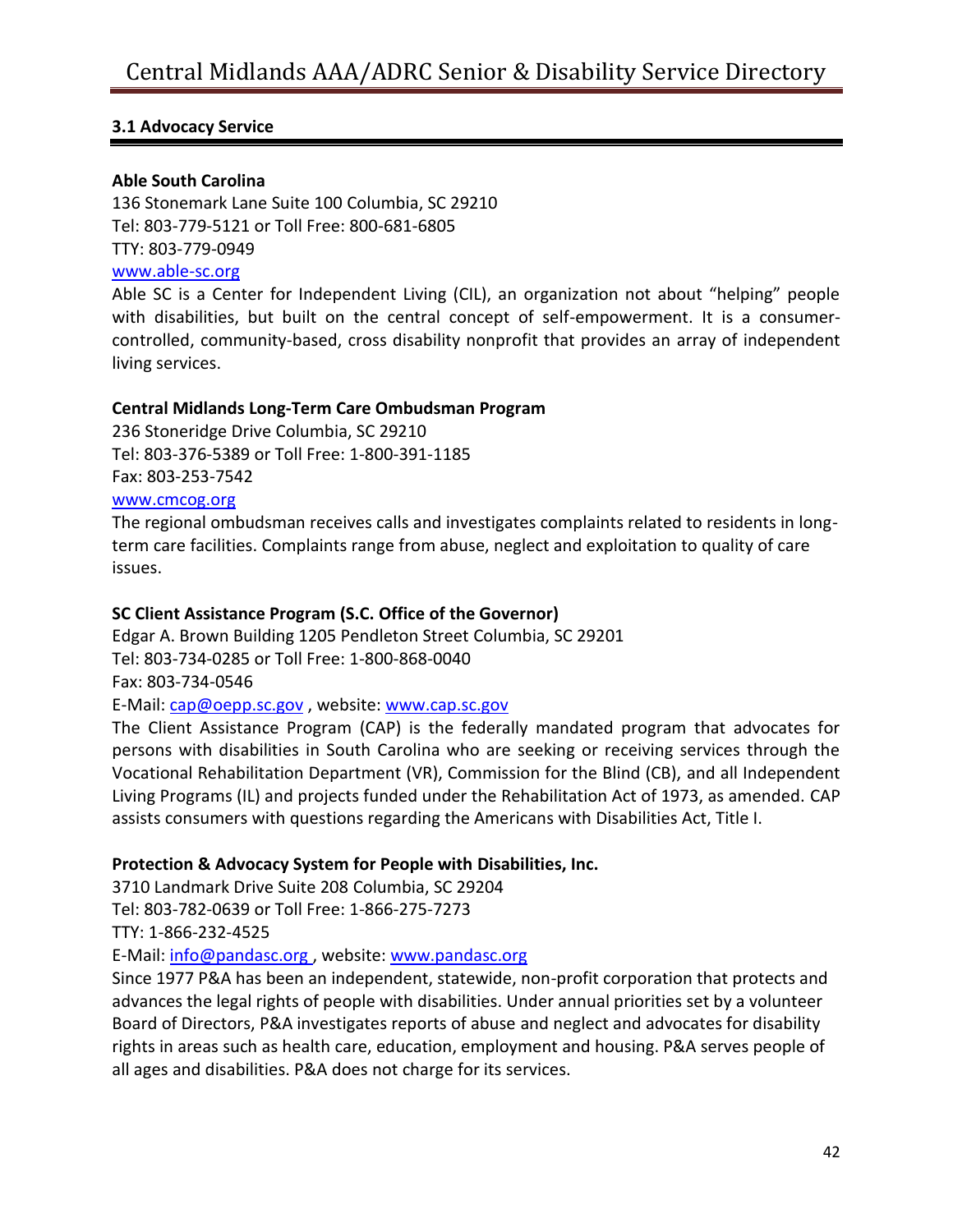### 3.1 Advocacy Service

**Able South Carolina**
136 Stonemark Lane Suite 100 Columbia, SC 29210
Tel: 803-779-5121 or Toll Free: 800-681-6805
TTY: 803-779-0949
www.able-sc.org
Able SC is a Center for Independent Living (CIL), an organization not about "helping" people with disabilities, but built on the central concept of self-empowerment. It is a consumer-controlled, community-based, cross disability nonprofit that provides an array of independent living services.

**Central Midlands Long-Term Care Ombudsman Program**
236 Stoneridge Drive Columbia, SC 29210
Tel: 803-376-5389 or Toll Free: 1-800-391-1185
Fax: 803-253-7542
www.cmcog.org
The regional ombudsman receives calls and investigates complaints related to residents in long-term care facilities. Complaints range from abuse, neglect and exploitation to quality of care issues.

**SC Client Assistance Program (S.C. Office of the Governor)**
Edgar A. Brown Building 1205 Pendleton Street Columbia, SC 29201
Tel: 803-734-0285 or Toll Free: 1-800-868-0040
Fax: 803-734-0546
E-Mail: cap@oepp.sc.gov , website: www.cap.sc.gov
The Client Assistance Program (CAP) is the federally mandated program that advocates for persons with disabilities in South Carolina who are seeking or receiving services through the Vocational Rehabilitation Department (VR), Commission for the Blind (CB), and all Independent Living Programs (IL) and projects funded under the Rehabilitation Act of 1973, as amended. CAP assists consumers with questions regarding the Americans with Disabilities Act, Title I.

**Protection & Advocacy System for People with Disabilities, Inc.**
3710 Landmark Drive Suite 208 Columbia, SC 29204
Tel: 803-782-0639 or Toll Free: 1-866-275-7273
TTY: 1-866-232-4525
E-Mail: info@pandasc.org , website: www.pandasc.org
Since 1977 P&A has been an independent, statewide, non-profit corporation that protects and advances the legal rights of people with disabilities. Under annual priorities set by a volunteer Board of Directors, P&A investigates reports of abuse and neglect and advocates for disability rights in areas such as health care, education, employment and housing. P&A serves people of all ages and disabilities. P&A does not charge for its services.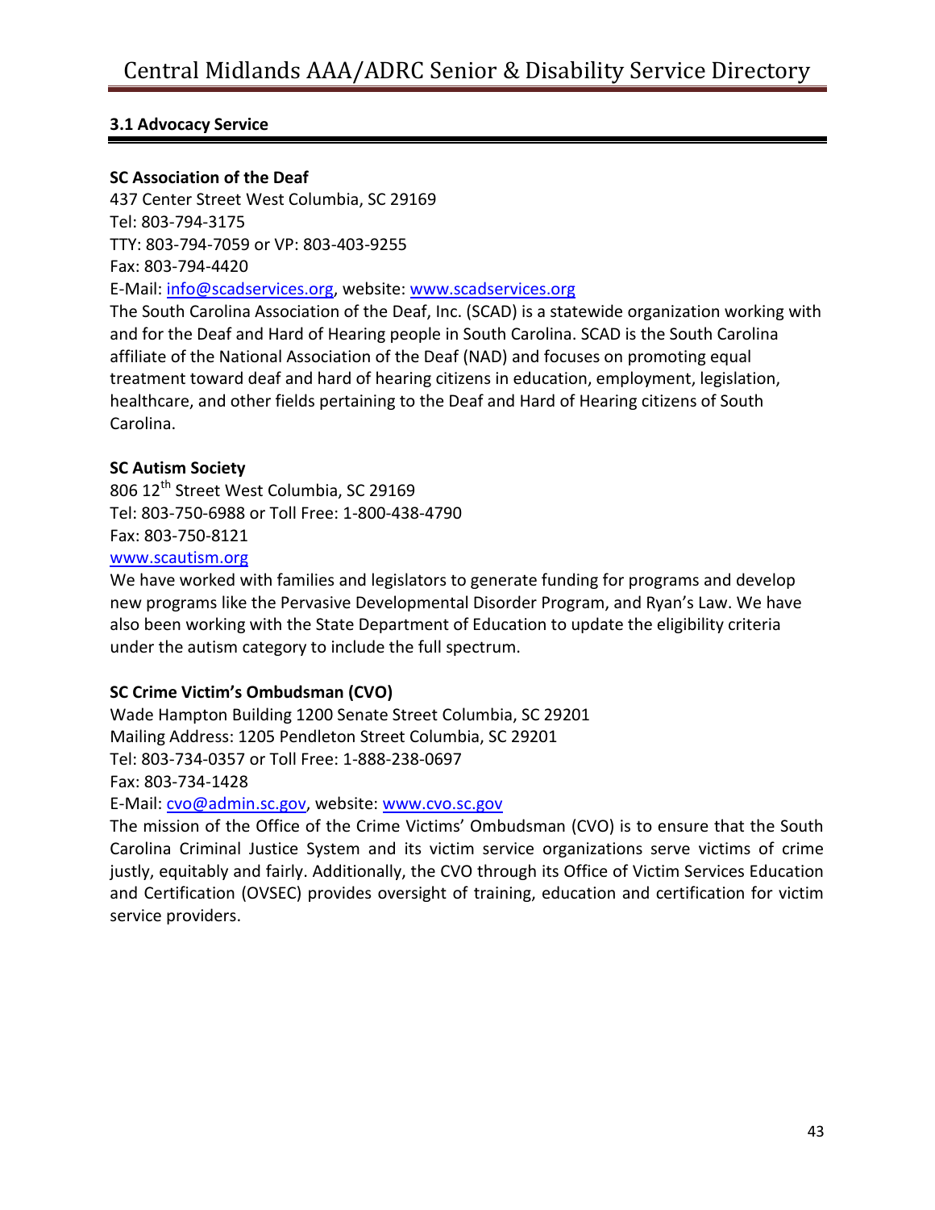### 3.1 Advocacy Service

**SC Association of the Deaf**
437 Center Street West Columbia, SC 29169
Tel: 803-794-3175
TTY: 803-794-7059 or VP: 803-403-9255
Fax: 803-794-4420
E-Mail: info@scadservices.org, website: www.scadservices.org
The South Carolina Association of the Deaf, Inc. (SCAD) is a statewide organization working with and for the Deaf and Hard of Hearing people in South Carolina. SCAD is the South Carolina affiliate of the National Association of the Deaf (NAD) and focuses on promoting equal treatment toward deaf and hard of hearing citizens in education, employment, legislation, healthcare, and other fields pertaining to the Deaf and Hard of Hearing citizens of South Carolina.

**SC Autism Society**
806 12th Street West Columbia, SC 29169
Tel: 803-750-6988 or Toll Free: 1-800-438-4790
Fax: 803-750-8121
www.scautism.org
We have worked with families and legislators to generate funding for programs and develop new programs like the Pervasive Developmental Disorder Program, and Ryan's Law. We have also been working with the State Department of Education to update the eligibility criteria under the autism category to include the full spectrum.

**SC Crime Victim's Ombudsman (CVO)**
Wade Hampton Building 1200 Senate Street Columbia, SC 29201
Mailing Address: 1205 Pendleton Street Columbia, SC 29201
Tel: 803-734-0357 or Toll Free: 1-888-238-0697
Fax: 803-734-1428
E-Mail: cvo@admin.sc.gov, website: www.cvo.sc.gov
The mission of the Office of the Crime Victims' Ombudsman (CVO) is to ensure that the South Carolina Criminal Justice System and its victim service organizations serve victims of crime justly, equitably and fairly. Additionally, the CVO through its Office of Victim Services Education and Certification (OVSEC) provides oversight of training, education and certification for victim service providers.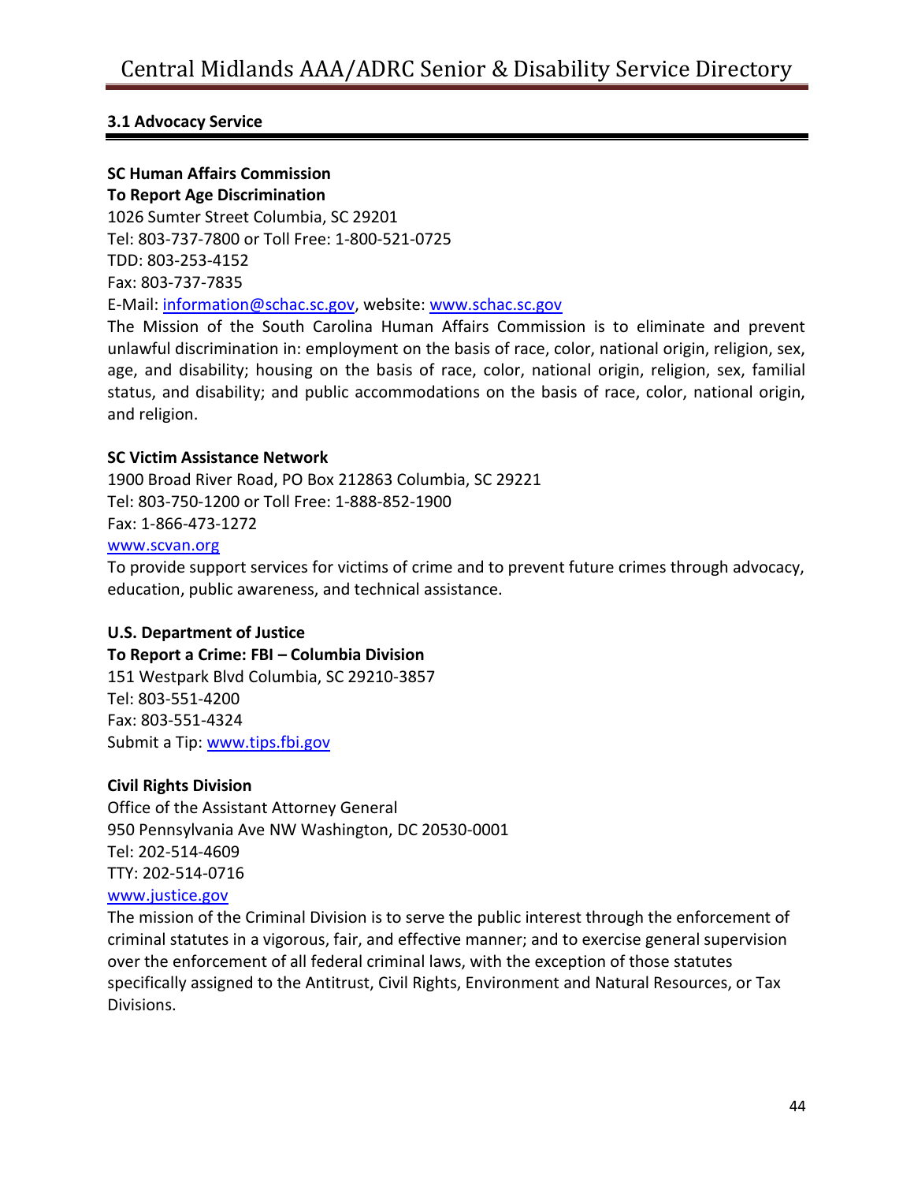### 3.1 Advocacy Service

**SC Human Affairs Commission**
**To Report Age Discrimination**
1026 Sumter Street Columbia, SC 29201
Tel: 803-737-7800 or Toll Free: 1-800-521-0725
TDD: 803-253-4152
Fax: 803-737-7835
E-Mail: information@schac.sc.gov, website: www.schac.sc.gov
The Mission of the South Carolina Human Affairs Commission is to eliminate and prevent unlawful discrimination in: employment on the basis of race, color, national origin, religion, sex, age, and disability; housing on the basis of race, color, national origin, religion, sex, familial status, and disability; and public accommodations on the basis of race, color, national origin, and religion.

**SC Victim Assistance Network**
1900 Broad River Road, PO Box 212863 Columbia, SC 29221
Tel: 803-750-1200 or Toll Free: 1-888-852-1900
Fax: 1-866-473-1272
www.scvan.org
To provide support services for victims of crime and to prevent future crimes through advocacy, education, public awareness, and technical assistance.

**U.S. Department of Justice**
**To Report a Crime: FBI – Columbia Division**
151 Westpark Blvd Columbia, SC 29210-3857
Tel: 803-551-4200
Fax: 803-551-4324
Submit a Tip: www.tips.fbi.gov

**Civil Rights Division**
Office of the Assistant Attorney General
950 Pennsylvania Ave NW Washington, DC 20530-0001
Tel: 202-514-4609
TTY: 202-514-0716
www.justice.gov
The mission of the Criminal Division is to serve the public interest through the enforcement of criminal statutes in a vigorous, fair, and effective manner; and to exercise general supervision over the enforcement of all federal criminal laws, with the exception of those statutes specifically assigned to the Antitrust, Civil Rights, Environment and Natural Resources, or Tax Divisions.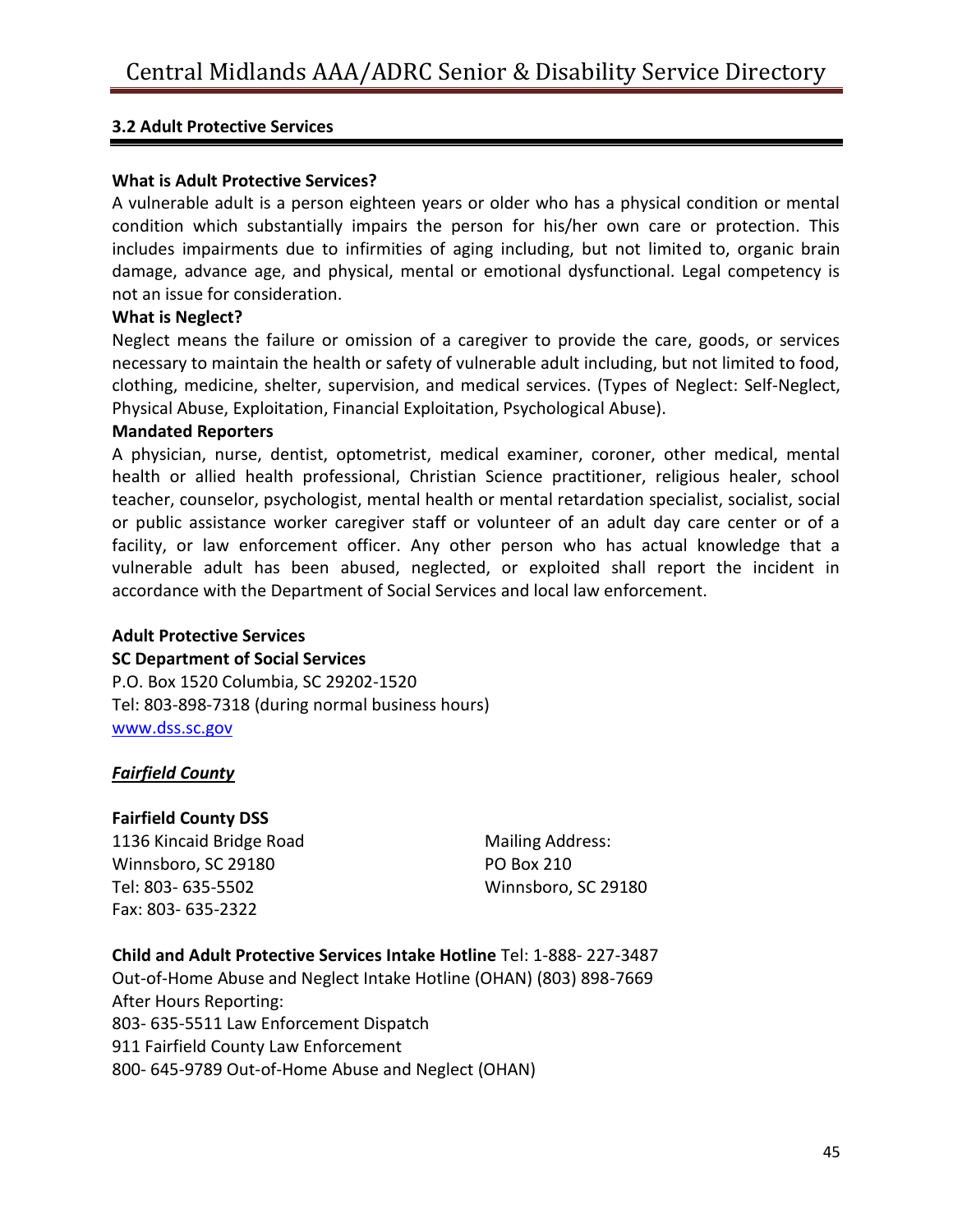### 3.2 Adult Protective Services

**What is Adult Protective Services?**

A vulnerable adult is a person eighteen years or older who has a physical condition or mental condition which substantially impairs the person for his/her own care or protection. This includes impairments due to infirmities of aging including, but not limited to, organic brain damage, advance age, and physical, mental or emotional dysfunctional. Legal competency is not an issue for consideration.

**What is Neglect?**

Neglect means the failure or omission of a caregiver to provide the care, goods, or services necessary to maintain the health or safety of vulnerable adult including, but not limited to food, clothing, medicine, shelter, supervision, and medical services. (Types of Neglect: Self-Neglect, Physical Abuse, Exploitation, Financial Exploitation, Psychological Abuse).

**Mandated Reporters**

A physician, nurse, dentist, optometrist, medical examiner, coroner, other medical, mental health or allied health professional, Christian Science practitioner, religious healer, school teacher, counselor, psychologist, mental health or mental retardation specialist, socialist, social or public assistance worker caregiver staff or volunteer of an adult day care center or of a facility, or law enforcement officer. Any other person who has actual knowledge that a vulnerable adult has been abused, neglected, or exploited shall report the incident in accordance with the Department of Social Services and local law enforcement.

**Adult Protective Services**
**SC Department of Social Services**
P.O. Box 1520 Columbia, SC 29202-1520
Tel: 803-898-7318 (during normal business hours)
[www.dss.sc.gov](http://www.dss.sc.gov)

***Fairfield County***

**Fairfield County DSS**
1136 Kincaid Bridge Road
Winnsboro, SC 29180
Tel: 803- 635-5502
Fax: 803- 635-2322

Mailing Address:
PO Box 210
Winnsboro, SC 29180

**Child and Adult Protective Services Intake Hotline** Tel: 1-888- 227-3487
Out-of-Home Abuse and Neglect Intake Hotline (OHAN) (803) 898-7669
After Hours Reporting:
803- 635-5511 Law Enforcement Dispatch
911 Fairfield County Law Enforcement
800- 645-9789 Out-of-Home Abuse and Neglect (OHAN)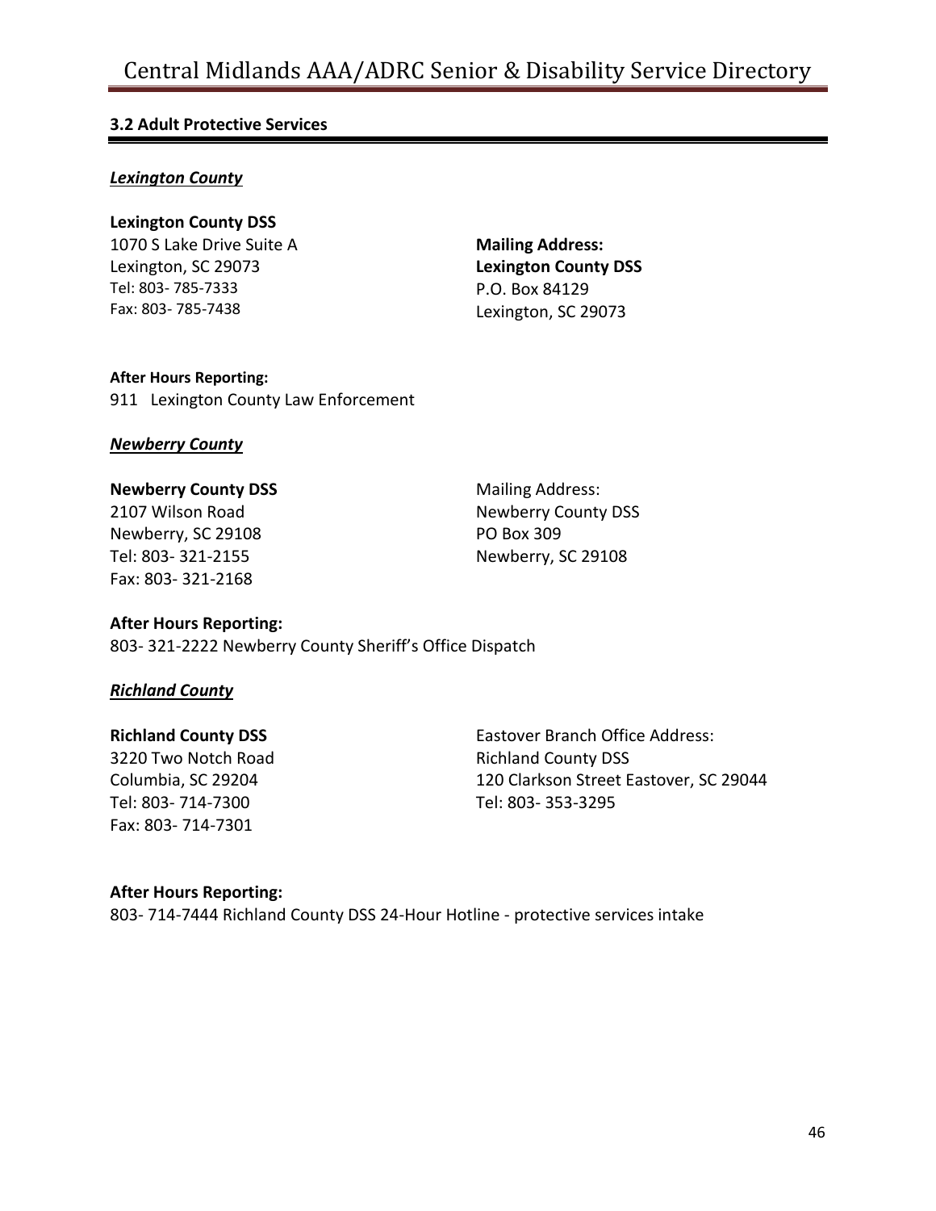## 3.2 Adult Protective Services

### ***Lexington County***

**Lexington County DSS**
1070 S Lake Drive Suite A
Lexington, SC 29073
Tel: 803- 785-7333
Fax: 803- 785-7438

**Mailing Address:**
**Lexington County DSS**
P.O. Box 84129
Lexington, SC 29073

**After Hours Reporting:**
911 Lexington County Law Enforcement

### ***Newberry County***

**Newberry County DSS**
2107 Wilson Road
Newberry, SC 29108
Tel: 803- 321-2155
Fax: 803- 321-2168

Mailing Address:
Newberry County DSS
PO Box 309
Newberry, SC 29108

**After Hours Reporting:**
803- 321-2222 Newberry County Sheriff's Office Dispatch

### ***Richland County***

**Richland County DSS**
3220 Two Notch Road
Columbia, SC 29204
Tel: 803- 714-7300
Fax: 803- 714-7301

Eastover Branch Office Address:
Richland County DSS
120 Clarkson Street Eastover, SC 29044
Tel: 803- 353-3295

**After Hours Reporting:**
803- 714-7444 Richland County DSS 24-Hour Hotline - protective services intake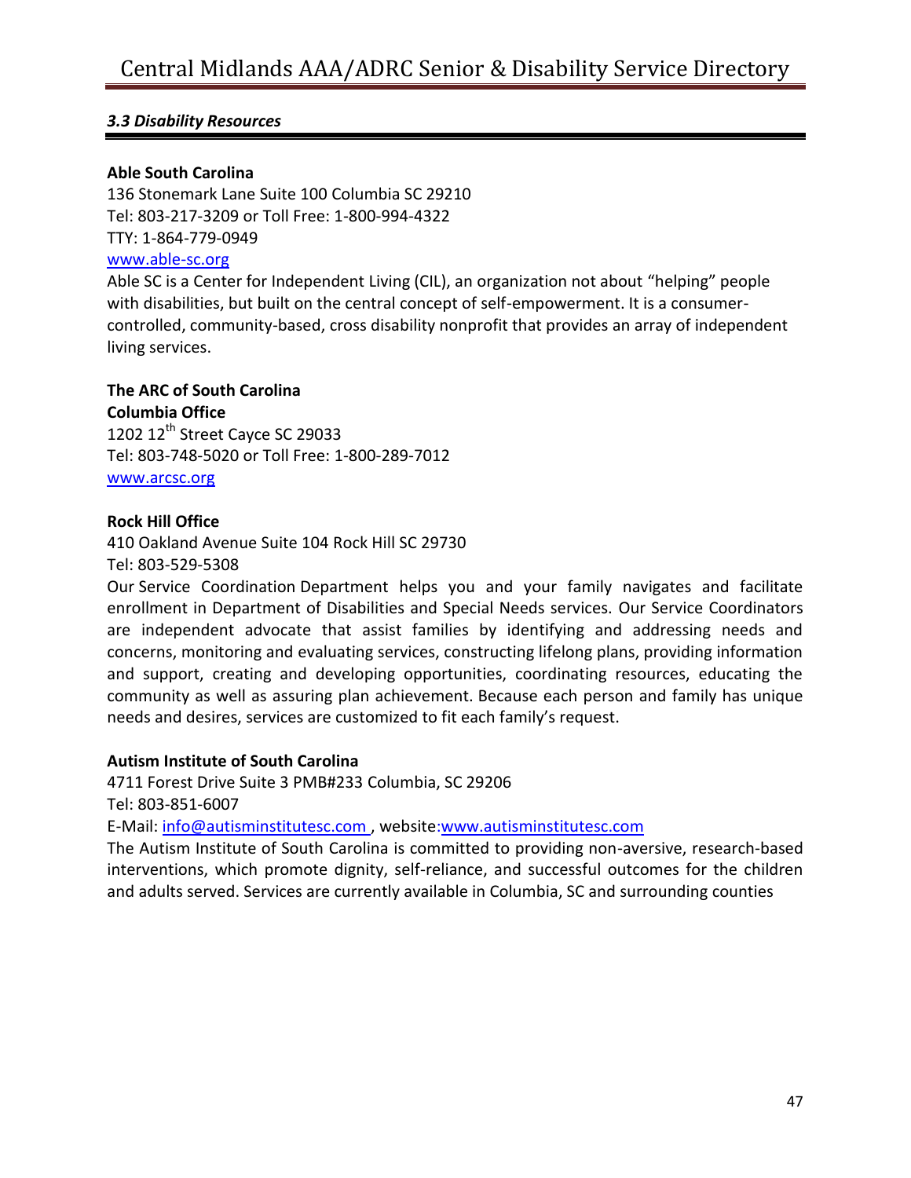### *3.3 Disability Resources*

**Able South Carolina**
136 Stonemark Lane Suite 100 Columbia SC 29210
Tel: 803-217-3209 or Toll Free: 1-800-994-4322
TTY: 1-864-779-0949
www.able-sc.org
Able SC is a Center for Independent Living (CIL), an organization not about "helping" people with disabilities, but built on the central concept of self-empowerment. It is a consumer-controlled, community-based, cross disability nonprofit that provides an array of independent living services.

**The ARC of South Carolina**
**Columbia Office**
1202 12th Street Cayce SC 29033
Tel: 803-748-5020 or Toll Free: 1-800-289-7012
www.arcsc.org

**Rock Hill Office**
410 Oakland Avenue Suite 104 Rock Hill SC 29730
Tel: 803-529-5308
Our Service Coordination Department helps you and your family navigates and facilitate enrollment in Department of Disabilities and Special Needs services. Our Service Coordinators are independent advocate that assist families by identifying and addressing needs and concerns, monitoring and evaluating services, constructing lifelong plans, providing information and support, creating and developing opportunities, coordinating resources, educating the community as well as assuring plan achievement. Because each person and family has unique needs and desires, services are customized to fit each family's request.

**Autism Institute of South Carolina**
4711 Forest Drive Suite 3 PMB#233 Columbia, SC 29206
Tel: 803-851-6007
E-Mail: info@autisminstitutesc.com , website:www.autisminstitutesc.com
The Autism Institute of South Carolina is committed to providing non-aversive, research-based interventions, which promote dignity, self-reliance, and successful outcomes for the children and adults served. Services are currently available in Columbia, SC and surrounding counties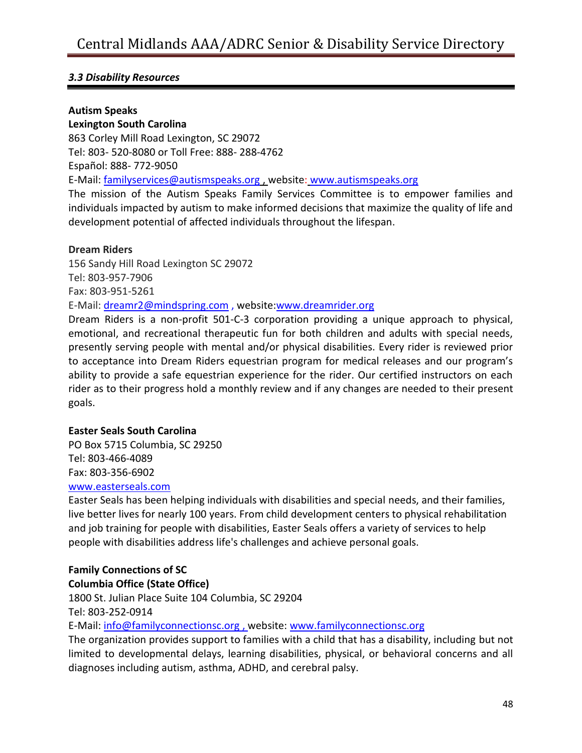### *3.3 Disability Resources*

**Autism Speaks**
**Lexington South Carolina**
863 Corley Mill Road Lexington, SC 29072
Tel: 803- 520-8080 or Toll Free: 888- 288-4762
Español: 888- 772-9050
E-Mail: familyservices@autismspeaks.org , website: www.autismspeaks.org
The mission of the Autism Speaks Family Services Committee is to empower families and individuals impacted by autism to make informed decisions that maximize the quality of life and development potential of affected individuals throughout the lifespan.

**Dream Riders**
156 Sandy Hill Road Lexington SC 29072
Tel: 803-957-7906
Fax: 803-951-5261
E-Mail: dreamr2@mindspring.com , website:www.dreamrider.org
Dream Riders is a non-profit 501-C-3 corporation providing a unique approach to physical, emotional, and recreational therapeutic fun for both children and adults with special needs, presently serving people with mental and/or physical disabilities. Every rider is reviewed prior to acceptance into Dream Riders equestrian program for medical releases and our program's ability to provide a safe equestrian experience for the rider. Our certified instructors on each rider as to their progress hold a monthly review and if any changes are needed to their present goals.

**Easter Seals South Carolina**
PO Box 5715 Columbia, SC 29250
Tel: 803-466-4089
Fax: 803-356-6902
www.easterseals.com
Easter Seals has been helping individuals with disabilities and special needs, and their families, live better lives for nearly 100 years. From child development centers to physical rehabilitation and job training for people with disabilities, Easter Seals offers a variety of services to help people with disabilities address life's challenges and achieve personal goals.

**Family Connections of SC**
**Columbia Office (State Office)**
1800 St. Julian Place Suite 104 Columbia, SC 29204
Tel: 803-252-0914
E-Mail: info@familyconnectionsc.org , website: www.familyconnectionsc.org
The organization provides support to families with a child that has a disability, including but not limited to developmental delays, learning disabilities, physical, or behavioral concerns and all diagnoses including autism, asthma, ADHD, and cerebral palsy.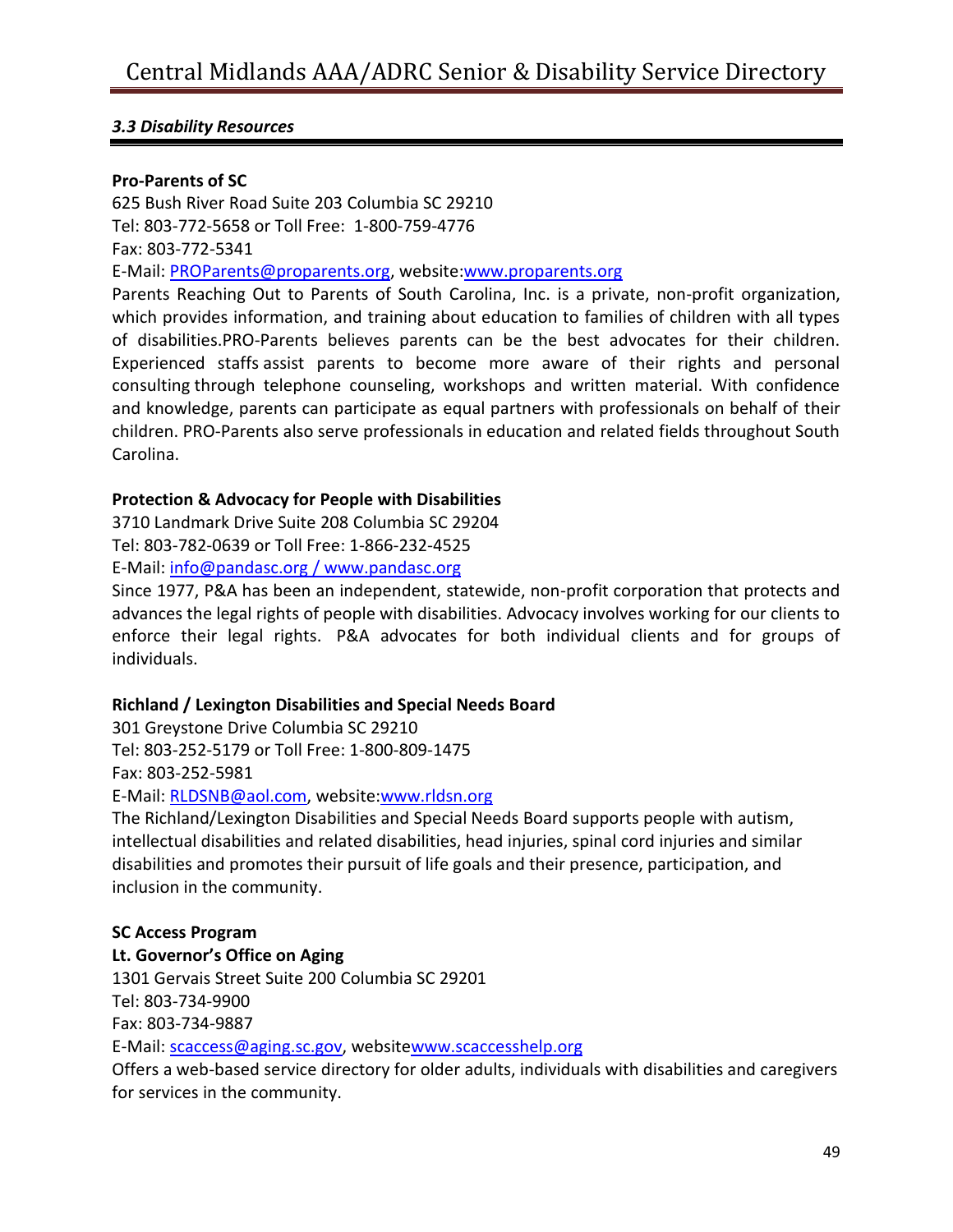### *3.3 Disability Resources*

**Pro-Parents of SC**
625 Bush River Road Suite 203 Columbia SC 29210
Tel: 803-772-5658 or Toll Free: 1-800-759-4776
Fax: 803-772-5341
E-Mail: PROParents@proparents.org, website:www.proparents.org
Parents Reaching Out to Parents of South Carolina, Inc. is a private, non-profit organization, which provides information, and training about education to families of children with all types of disabilities.PRO-Parents believes parents can be the best advocates for their children. Experienced staffs assist parents to become more aware of their rights and personal consulting through telephone counseling, workshops and written material. With confidence and knowledge, parents can participate as equal partners with professionals on behalf of their children. PRO-Parents also serve professionals in education and related fields throughout South Carolina.

**Protection & Advocacy for People with Disabilities**
3710 Landmark Drive Suite 208 Columbia SC 29204
Tel: 803-782-0639 or Toll Free: 1-866-232-4525
E-Mail: info@pandasc.org / www.pandasc.org
Since 1977, P&A has been an independent, statewide, non-profit corporation that protects and advances the legal rights of people with disabilities. Advocacy involves working for our clients to enforce their legal rights. P&A advocates for both individual clients and for groups of individuals.

**Richland / Lexington Disabilities and Special Needs Board**
301 Greystone Drive Columbia SC 29210
Tel: 803-252-5179 or Toll Free: 1-800-809-1475
Fax: 803-252-5981
E-Mail: RLDSNB@aol.com, website:www.rldsn.org
The Richland/Lexington Disabilities and Special Needs Board supports people with autism, intellectual disabilities and related disabilities, head injuries, spinal cord injuries and similar disabilities and promotes their pursuit of life goals and their presence, participation, and inclusion in the community.

**SC Access Program**
**Lt. Governor's Office on Aging**
1301 Gervais Street Suite 200 Columbia SC 29201
Tel: 803-734-9900
Fax: 803-734-9887
E-Mail: scaccess@aging.sc.gov, websitewww.scaccesshelp.org
Offers a web-based service directory for older adults, individuals with disabilities and caregivers for services in the community.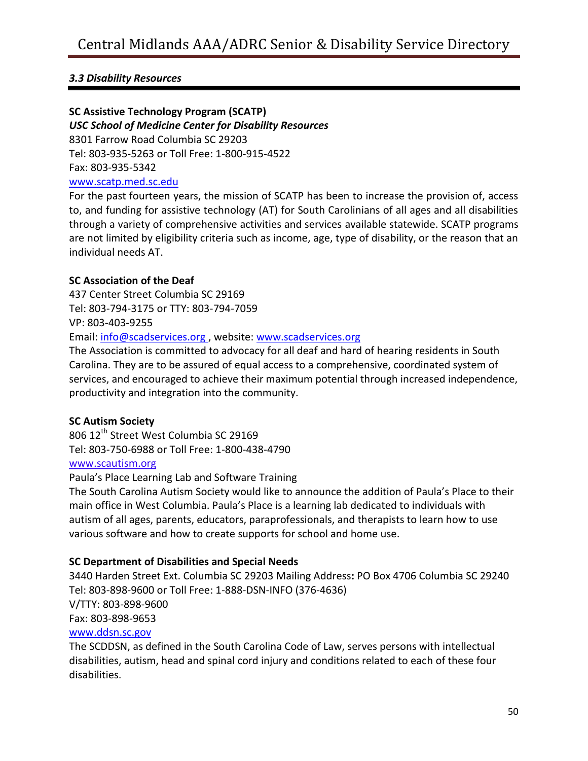### *3.3 Disability Resources*

**SC Assistive Technology Program (SCATP)**

***USC School of Medicine Center for Disability Resources***

8301 Farrow Road Columbia SC 29203

Tel: 803-935-5263 or Toll Free: 1-800-915-4522

Fax: 803-935-5342

www.scatp.med.sc.edu

For the past fourteen years, the mission of SCATP has been to increase the provision of, access to, and funding for assistive technology (AT) for South Carolinians of all ages and all disabilities through a variety of comprehensive activities and services available statewide. SCATP programs are not limited by eligibility criteria such as income, age, type of disability, or the reason that an individual needs AT.

**SC Association of the Deaf**

437 Center Street Columbia SC 29169

Tel: 803-794-3175 or TTY: 803-794-7059

VP: 803-403-9255

Email: info@scadservices.org , website: www.scadservices.org

The Association is committed to advocacy for all deaf and hard of hearing residents in South Carolina. They are to be assured of equal access to a comprehensive, coordinated system of services, and encouraged to achieve their maximum potential through increased independence, productivity and integration into the community.

**SC Autism Society**

806 12th Street West Columbia SC 29169

Tel: 803-750-6988 or Toll Free: 1-800-438-4790

www.scautism.org

Paula's Place Learning Lab and Software Training

The South Carolina Autism Society would like to announce the addition of Paula's Place to their main office in West Columbia. Paula's Place is a learning lab dedicated to individuals with autism of all ages, parents, educators, paraprofessionals, and therapists to learn how to use various software and how to create supports for school and home use.

**SC Department of Disabilities and Special Needs**

3440 Harden Street Ext. Columbia SC 29203 Mailing Address**:** PO Box 4706 Columbia SC 29240

Tel: 803-898-9600 or Toll Free: 1-888-DSN-INFO (376-4636)

V/TTY: 803-898-9600

Fax: 803-898-9653

www.ddsn.sc.gov

The SCDDSN, as defined in the South Carolina Code of Law, serves persons with intellectual disabilities, autism, head and spinal cord injury and conditions related to each of these four disabilities.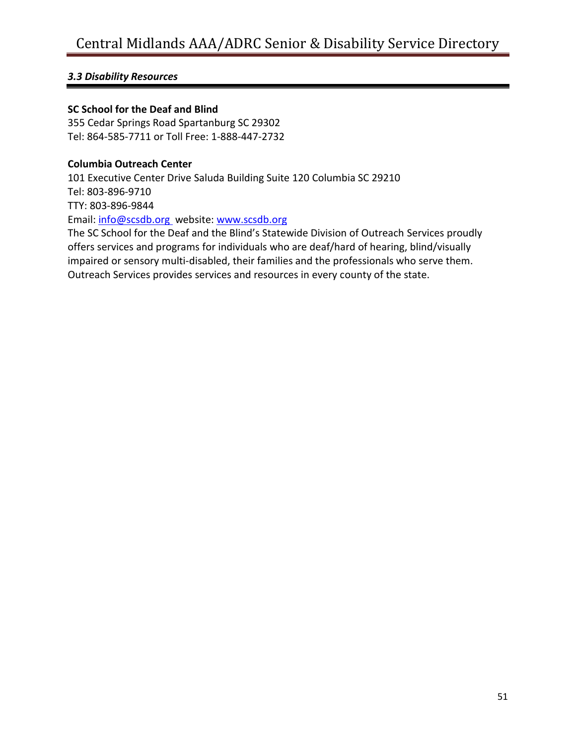### *3.3 Disability Resources*

**SC School for the Deaf and Blind**
355 Cedar Springs Road Spartanburg SC 29302
Tel: 864-585-7711 or Toll Free: 1-888-447-2732

**Columbia Outreach Center**
101 Executive Center Drive Saluda Building Suite 120 Columbia SC 29210
Tel: 803-896-9710
TTY: 803-896-9844
Email: info@scsdb.org website: www.scsdb.org
The SC School for the Deaf and the Blind's Statewide Division of Outreach Services proudly offers services and programs for individuals who are deaf/hard of hearing, blind/visually impaired or sensory multi-disabled, their families and the professionals who serve them. Outreach Services provides services and resources in every county of the state.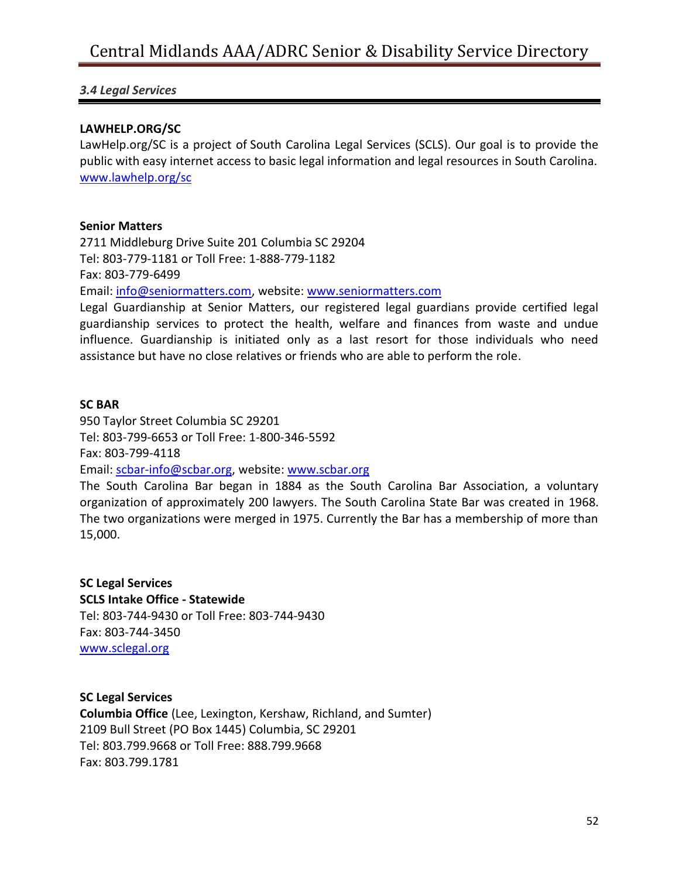### *3.4 Legal Services*

**LAWHELP.ORG/SC**
LawHelp.org/SC is a project of South Carolina Legal Services (SCLS). Our goal is to provide the public with easy internet access to basic legal information and legal resources in South Carolina.
www.lawhelp.org/sc

**Senior Matters**
2711 Middleburg Drive Suite 201 Columbia SC 29204
Tel: 803-779-1181 or Toll Free: 1-888-779-1182
Fax: 803-779-6499
Email: info@seniormatters.com, website: www.seniormatters.com
Legal Guardianship at Senior Matters, our registered legal guardians provide certified legal guardianship services to protect the health, welfare and finances from waste and undue influence. Guardianship is initiated only as a last resort for those individuals who need assistance but have no close relatives or friends who are able to perform the role.

**SC BAR**
950 Taylor Street Columbia SC 29201
Tel: 803-799-6653 or Toll Free: 1-800-346-5592
Fax: 803-799-4118
Email: scbar-info@scbar.org, website: www.scbar.org
The South Carolina Bar began in 1884 as the South Carolina Bar Association, a voluntary organization of approximately 200 lawyers. The South Carolina State Bar was created in 1968. The two organizations were merged in 1975. Currently the Bar has a membership of more than 15,000.

**SC Legal Services**
**SCLS Intake Office - Statewide**
Tel: 803-744-9430 or Toll Free: 803-744-9430
Fax: 803-744-3450
www.sclegal.org

**SC Legal Services**
**Columbia Office** (Lee, Lexington, Kershaw, Richland, and Sumter)
2109 Bull Street (PO Box 1445) Columbia, SC 29201
Tel: 803.799.9668 or Toll Free: 888.799.9668
Fax: 803.799.1781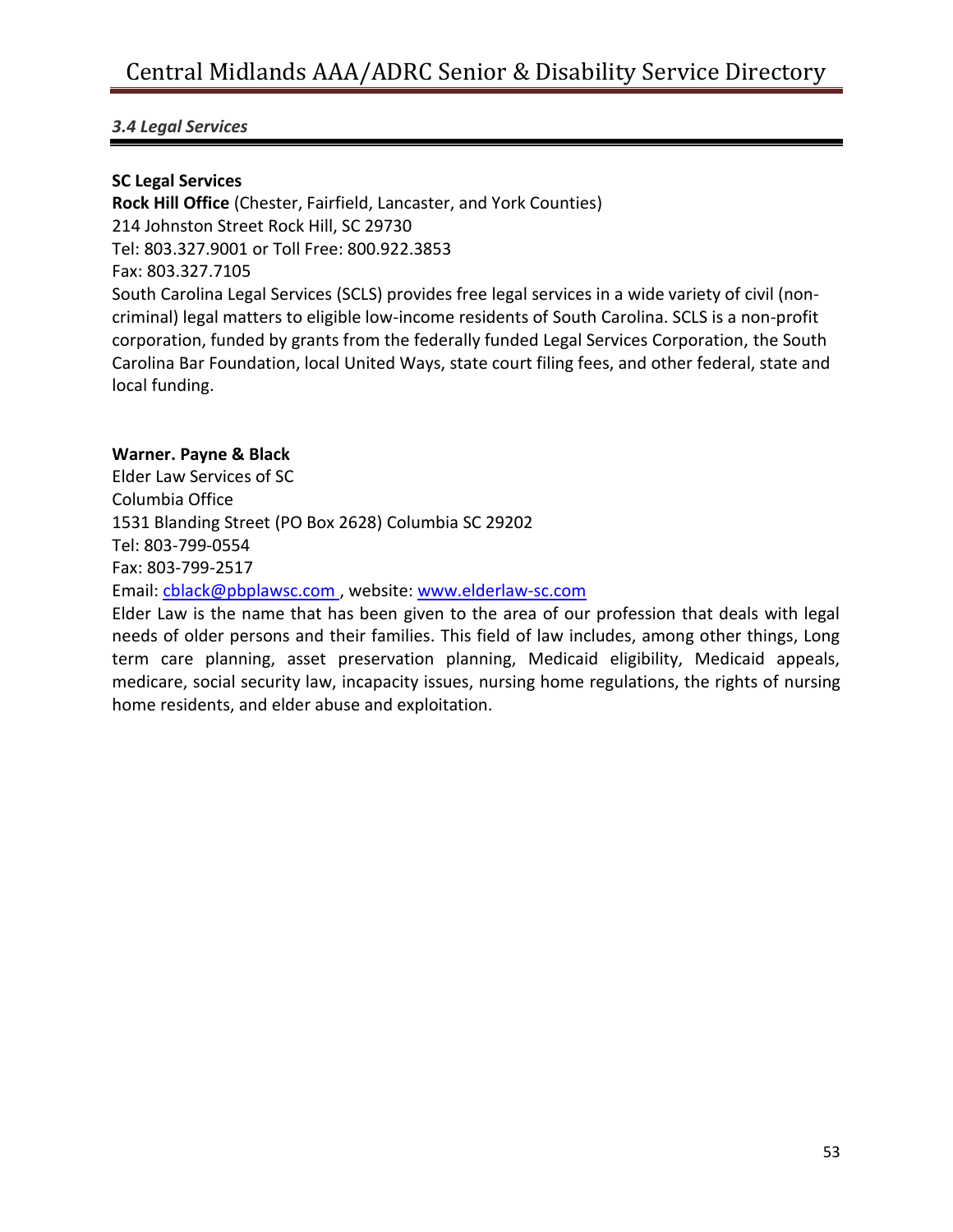### *3.4 Legal Services*

**SC Legal Services**
**Rock Hill Office** (Chester, Fairfield, Lancaster, and York Counties)
214 Johnston Street Rock Hill, SC 29730
Tel: 803.327.9001 or Toll Free: 800.922.3853
Fax: 803.327.7105
South Carolina Legal Services (SCLS) provides free legal services in a wide variety of civil (non-criminal) legal matters to eligible low-income residents of South Carolina. SCLS is a non-profit corporation, funded by grants from the federally funded Legal Services Corporation, the South Carolina Bar Foundation, local United Ways, state court filing fees, and other federal, state and local funding.

**Warner. Payne & Black**
Elder Law Services of SC
Columbia Office
1531 Blanding Street (PO Box 2628) Columbia SC 29202
Tel: 803-799-0554
Fax: 803-799-2517
Email: cblack@pbplawsc.com , website: www.elderlaw-sc.com
Elder Law is the name that has been given to the area of our profession that deals with legal needs of older persons and their families. This field of law includes, among other things, Long term care planning, asset preservation planning, Medicaid eligibility, Medicaid appeals, medicare, social security law, incapacity issues, nursing home regulations, the rights of nursing home residents, and elder abuse and exploitation.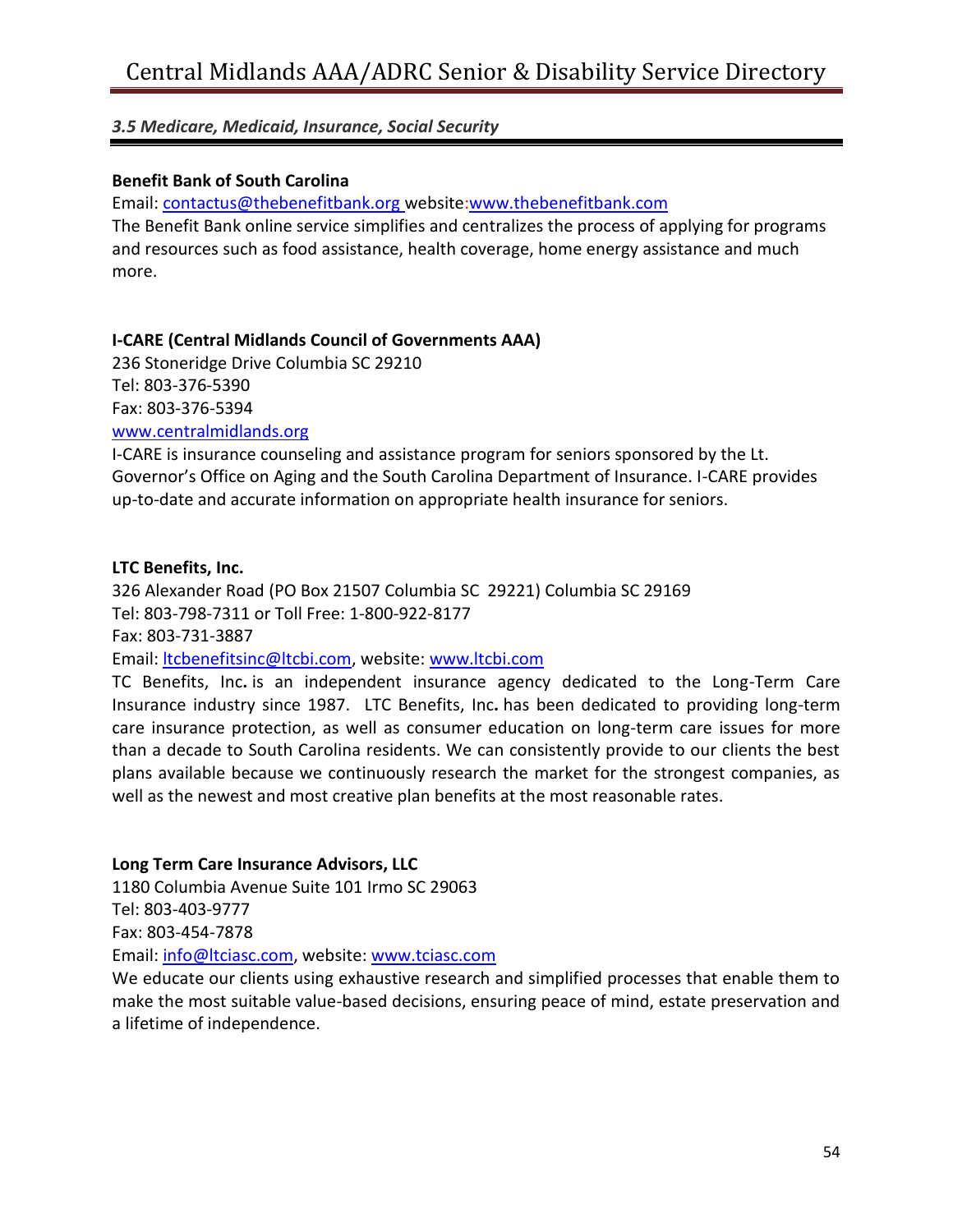### *3.5 Medicare, Medicaid, Insurance, Social Security*

**Benefit Bank of South Carolina**

Email: contactus@thebenefitbank.org website:www.thebenefitbank.com

The Benefit Bank online service simplifies and centralizes the process of applying for programs and resources such as food assistance, health coverage, home energy assistance and much more.

**I-CARE (Central Midlands Council of Governments AAA)**

236 Stoneridge Drive Columbia SC 29210

Tel: 803-376-5390

Fax: 803-376-5394

www.centralmidlands.org

I-CARE is insurance counseling and assistance program for seniors sponsored by the Lt. Governor's Office on Aging and the South Carolina Department of Insurance. I-CARE provides up-to-date and accurate information on appropriate health insurance for seniors.

**LTC Benefits, Inc.**

326 Alexander Road (PO Box 21507 Columbia SC 29221) Columbia SC 29169

Tel: 803-798-7311 or Toll Free: 1-800-922-8177

Fax: 803-731-3887

Email: ltcbenefitsinc@ltcbi.com, website: www.ltcbi.com

TC Benefits, Inc**.** is an independent insurance agency dedicated to the Long-Term Care Insurance industry since 1987. LTC Benefits, Inc**.** has been dedicated to providing long-term care insurance protection, as well as consumer education on long-term care issues for more than a decade to South Carolina residents. We can consistently provide to our clients the best plans available because we continuously research the market for the strongest companies, as well as the newest and most creative plan benefits at the most reasonable rates.

**Long Term Care Insurance Advisors, LLC**

1180 Columbia Avenue Suite 101 Irmo SC 29063

Tel: 803-403-9777

Fax: 803-454-7878

Email: info@ltciasc.com, website: www.tciasc.com

We educate our clients using exhaustive research and simplified processes that enable them to make the most suitable value-based decisions, ensuring peace of mind, estate preservation and a lifetime of independence.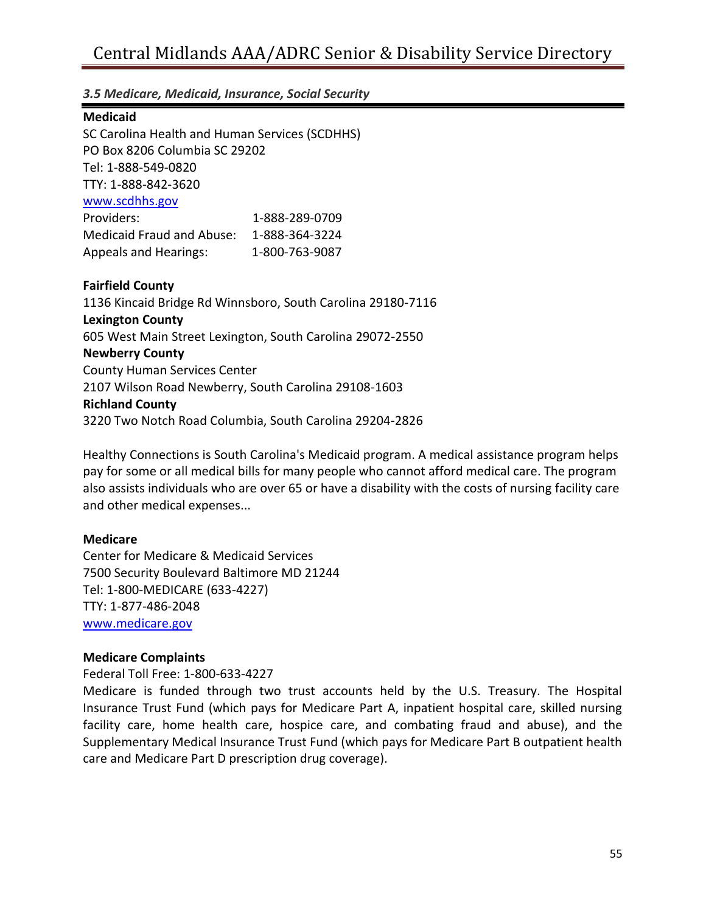### *3.5 Medicare, Medicaid, Insurance, Social Security*

**Medicaid**
SC Carolina Health and Human Services (SCDHHS)
PO Box 8206 Columbia SC 29202
Tel: 1-888-549-0820
TTY: 1-888-842-3620
www.scdhhs.gov

| | |
|---|---|
| Providers: | 1-888-289-0709 |
| Medicaid Fraud and Abuse: | 1-888-364-3224 |
| Appeals and Hearings: | 1-800-763-9087 |

**Fairfield County**
1136 Kincaid Bridge Rd Winnsboro, South Carolina 29180-7116
**Lexington County**
605 West Main Street Lexington, South Carolina 29072-2550
**Newberry County**
County Human Services Center
2107 Wilson Road Newberry, South Carolina 29108-1603
**Richland County**
3220 Two Notch Road Columbia, South Carolina 29204-2826

Healthy Connections is South Carolina's Medicaid program. A medical assistance program helps pay for some or all medical bills for many people who cannot afford medical care. The program also assists individuals who are over 65 or have a disability with the costs of nursing facility care and other medical expenses...

**Medicare**
Center for Medicare & Medicaid Services
7500 Security Boulevard Baltimore MD 21244
Tel: 1-800-MEDICARE (633-4227)
TTY: 1-877-486-2048
www.medicare.gov

**Medicare Complaints**
Federal Toll Free: 1-800-633-4227
Medicare is funded through two trust accounts held by the U.S. Treasury. The Hospital Insurance Trust Fund (which pays for Medicare Part A, inpatient hospital care, skilled nursing facility care, home health care, hospice care, and combating fraud and abuse), and the Supplementary Medical Insurance Trust Fund (which pays for Medicare Part B outpatient health care and Medicare Part D prescription drug coverage).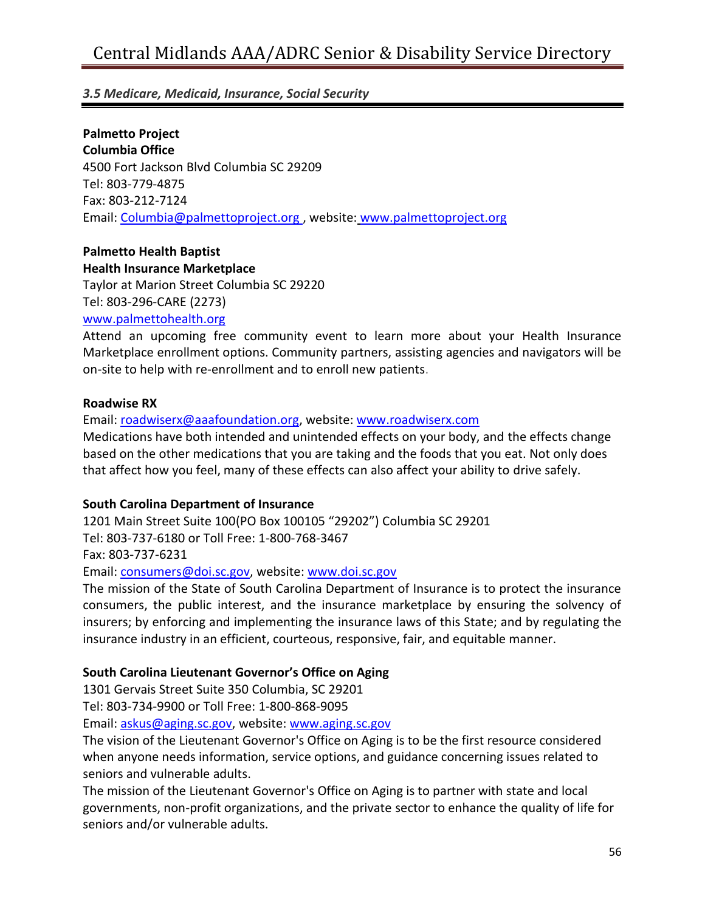### *3.5 Medicare, Medicaid, Insurance, Social Security*

**Palmetto Project**
**Columbia Office**
4500 Fort Jackson Blvd Columbia SC 29209
Tel: 803-779-4875
Fax: 803-212-7124
Email: Columbia@palmettoproject.org , website: www.palmettoproject.org

**Palmetto Health Baptist**
**Health Insurance Marketplace**
Taylor at Marion Street Columbia SC 29220
Tel: 803-296-CARE (2273)
www.palmettohealth.org
Attend an upcoming free community event to learn more about your Health Insurance Marketplace enrollment options. Community partners, assisting agencies and navigators will be on-site to help with re-enrollment and to enroll new patients.

**Roadwise RX**
Email: roadwiserx@aaafoundation.org, website: www.roadwiserx.com
Medications have both intended and unintended effects on your body, and the effects change based on the other medications that you are taking and the foods that you eat. Not only does that affect how you feel, many of these effects can also affect your ability to drive safely.

**South Carolina Department of Insurance**
1201 Main Street Suite 100(PO Box 100105 "29202") Columbia SC 29201
Tel: 803-737-6180 or Toll Free: 1-800-768-3467
Fax: 803-737-6231
Email: consumers@doi.sc.gov, website: www.doi.sc.gov
The mission of the State of South Carolina Department of Insurance is to protect the insurance consumers, the public interest, and the insurance marketplace by ensuring the solvency of insurers; by enforcing and implementing the insurance laws of this State; and by regulating the insurance industry in an efficient, courteous, responsive, fair, and equitable manner.

**South Carolina Lieutenant Governor's Office on Aging**
1301 Gervais Street Suite 350 Columbia, SC 29201
Tel: 803-734-9900 or Toll Free: 1-800-868-9095
Email: askus@aging.sc.gov, website: www.aging.sc.gov
The vision of the Lieutenant Governor's Office on Aging is to be the first resource considered when anyone needs information, service options, and guidance concerning issues related to seniors and vulnerable adults.
The mission of the Lieutenant Governor's Office on Aging is to partner with state and local governments, non-profit organizations, and the private sector to enhance the quality of life for seniors and/or vulnerable adults.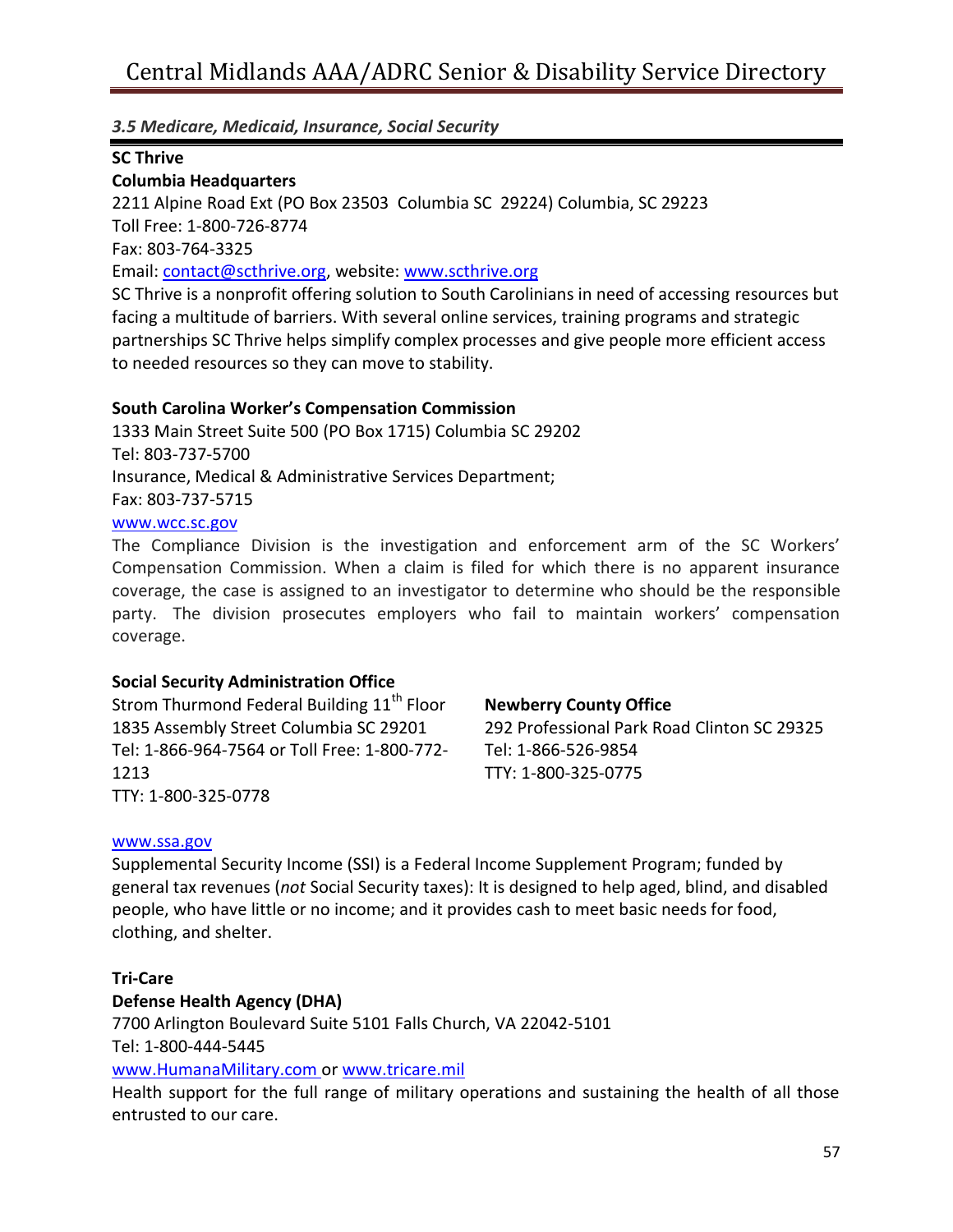### *3.5 Medicare, Medicaid, Insurance, Social Security*

**SC Thrive**
**Columbia Headquarters**
2211 Alpine Road Ext (PO Box 23503 Columbia SC 29224) Columbia, SC 29223
Toll Free: 1-800-726-8774
Fax: 803-764-3325
Email: contact@scthrive.org, website: www.scthrive.org
SC Thrive is a nonprofit offering solution to South Carolinians in need of accessing resources but facing a multitude of barriers. With several online services, training programs and strategic partnerships SC Thrive helps simplify complex processes and give people more efficient access to needed resources so they can move to stability.

**South Carolina Worker's Compensation Commission**
1333 Main Street Suite 500 (PO Box 1715) Columbia SC 29202
Tel: 803-737-5700
Insurance, Medical & Administrative Services Department;
Fax: 803-737-5715
www.wcc.sc.gov
The Compliance Division is the investigation and enforcement arm of the SC Workers' Compensation Commission. When a claim is filed for which there is no apparent insurance coverage, the case is assigned to an investigator to determine who should be the responsible party. The division prosecutes employers who fail to maintain workers' compensation coverage.

**Social Security Administration Office**
Strom Thurmond Federal Building 11th Floor
1835 Assembly Street Columbia SC 29201
Tel: 1-866-964-7564 or Toll Free: 1-800-772-1213
TTY: 1-800-325-0778

**Newberry County Office**
292 Professional Park Road Clinton SC 29325
Tel: 1-866-526-9854
TTY: 1-800-325-0775

www.ssa.gov
Supplemental Security Income (SSI) is a Federal Income Supplement Program; funded by general tax revenues (*not* Social Security taxes): It is designed to help aged, blind, and disabled people, who have little or no income; and it provides cash to meet basic needs for food, clothing, and shelter.

**Tri-Care**
**Defense Health Agency (DHA)**
7700 Arlington Boulevard Suite 5101 Falls Church, VA 22042-5101
Tel: 1-800-444-5445
www.HumanaMilitary.com or www.tricare.mil
Health support for the full range of military operations and sustaining the health of all those entrusted to our care.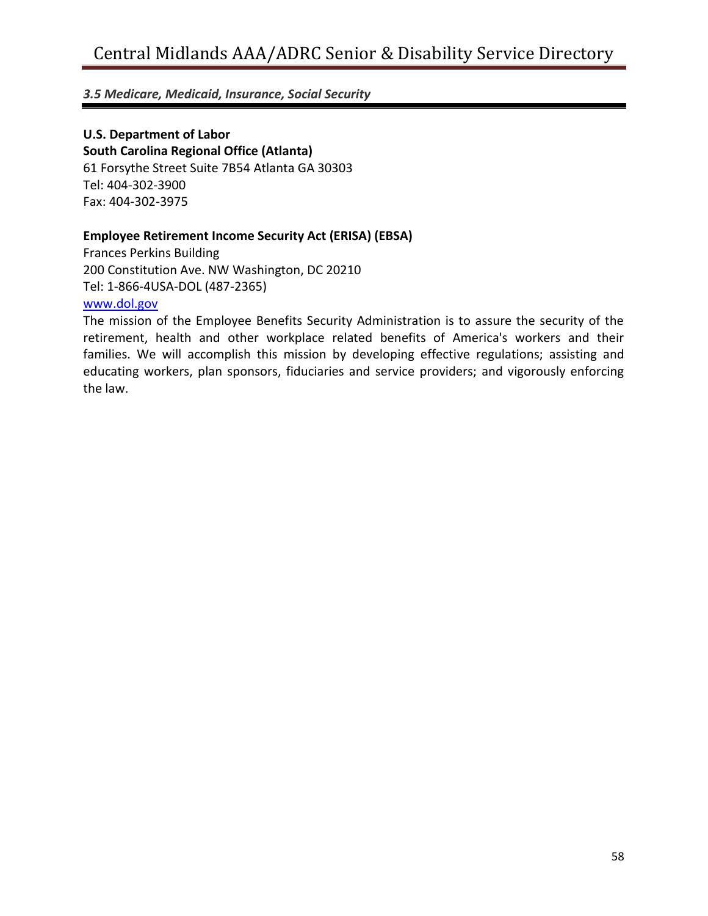*3.5 Medicare, Medicaid, Insurance, Social Security*

**U.S. Department of Labor**
**South Carolina Regional Office (Atlanta)**
61 Forsythe Street Suite 7B54 Atlanta GA 30303
Tel: 404-302-3900
Fax: 404-302-3975

**Employee Retirement Income Security Act (ERISA) (EBSA)**
Frances Perkins Building
200 Constitution Ave. NW Washington, DC 20210
Tel: 1-866-4USA-DOL (487-2365)
www.dol.gov
The mission of the Employee Benefits Security Administration is to assure the security of the retirement, health and other workplace related benefits of America's workers and their families. We will accomplish this mission by developing effective regulations; assisting and educating workers, plan sponsors, fiduciaries and service providers; and vigorously enforcing the law.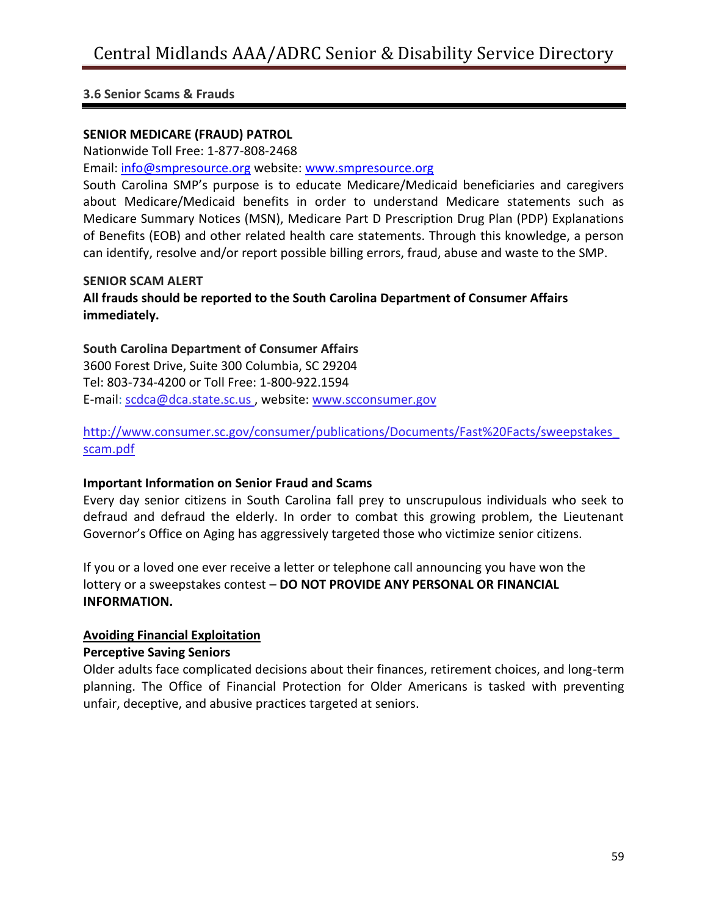### 3.6 Senior Scams & Frauds

**SENIOR MEDICARE (FRAUD) PATROL**

Nationwide Toll Free: 1-877-808-2468

Email: info@smpresource.org website: www.smpresource.org

South Carolina SMP's purpose is to educate Medicare/Medicaid beneficiaries and caregivers about Medicare/Medicaid benefits in order to understand Medicare statements such as Medicare Summary Notices (MSN), Medicare Part D Prescription Drug Plan (PDP) Explanations of Benefits (EOB) and other related health care statements. Through this knowledge, a person can identify, resolve and/or report possible billing errors, fraud, abuse and waste to the SMP.

**SENIOR SCAM ALERT**

**All frauds should be reported to the South Carolina Department of Consumer Affairs immediately.**

**South Carolina Department of Consumer Affairs**

3600 Forest Drive, Suite 300 Columbia, SC 29204

Tel: 803-734-4200 or Toll Free: 1-800-922.1594

E-mail: scdca@dca.state.sc.us , website: www.scconsumer.gov

http://www.consumer.sc.gov/consumer/publications/Documents/Fast%20Facts/sweepstakes_scam.pdf

**Important Information on Senior Fraud and Scams**

Every day senior citizens in South Carolina fall prey to unscrupulous individuals who seek to defraud and defraud the elderly. In order to combat this growing problem, the Lieutenant Governor's Office on Aging has aggressively targeted those who victimize senior citizens.

If you or a loved one ever receive a letter or telephone call announcing you have won the lottery or a sweepstakes contest – **DO NOT PROVIDE ANY PERSONAL OR FINANCIAL INFORMATION.**

**Avoiding Financial Exploitation**

**Perceptive Saving Seniors**

Older adults face complicated decisions about their finances, retirement choices, and long-term planning. The Office of Financial Protection for Older Americans is tasked with preventing unfair, deceptive, and abusive practices targeted at seniors.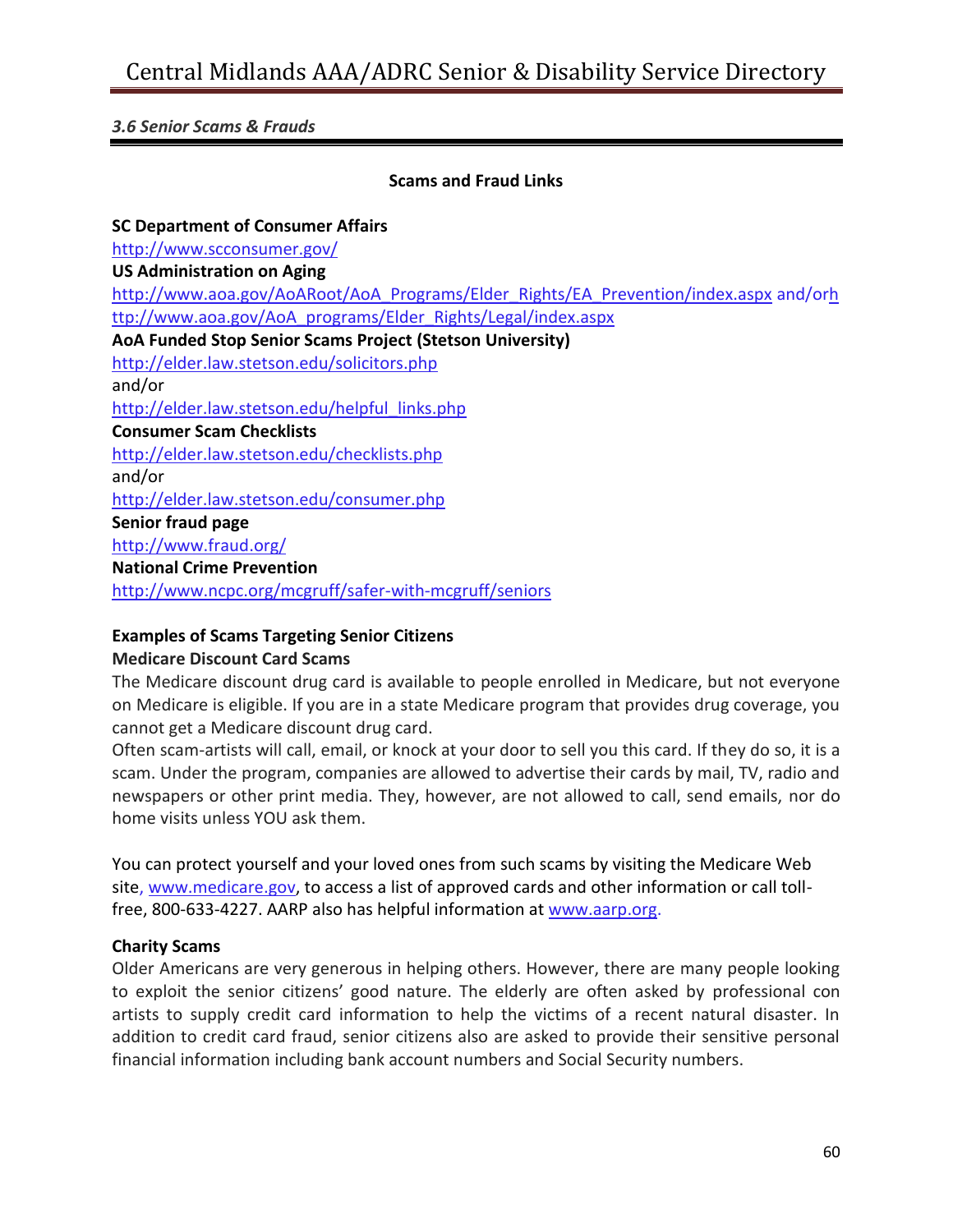*3.6 Senior Scams & Frauds*

**Scams and Fraud Links**

**SC Department of Consumer Affairs**
http://www.scconsumer.gov/
**US Administration on Aging**
http://www.aoa.gov/AoARoot/AoA_Programs/Elder_Rights/EA_Prevention/index.aspx and/or http://www.aoa.gov/AoA_programs/Elder_Rights/Legal/index.aspx
**AoA Funded Stop Senior Scams Project (Stetson University)**
http://elder.law.stetson.edu/solicitors.php
and/or
http://elder.law.stetson.edu/helpful_links.php
**Consumer Scam Checklists**
http://elder.law.stetson.edu/checklists.php
and/or
http://elder.law.stetson.edu/consumer.php
**Senior fraud page**
http://www.fraud.org/
**National Crime Prevention**
http://www.ncpc.org/mcgruff/safer-with-mcgruff/seniors

**Examples of Scams Targeting Senior Citizens**
**Medicare Discount Card Scams**
The Medicare discount drug card is available to people enrolled in Medicare, but not everyone on Medicare is eligible. If you are in a state Medicare program that provides drug coverage, you cannot get a Medicare discount drug card.
Often scam-artists will call, email, or knock at your door to sell you this card. If they do so, it is a scam. Under the program, companies are allowed to advertise their cards by mail, TV, radio and newspapers or other print media. They, however, are not allowed to call, send emails, nor do home visits unless YOU ask them.

You can protect yourself and your loved ones from such scams by visiting the Medicare Web site, www.medicare.gov, to access a list of approved cards and other information or call toll-free, 800-633-4227. AARP also has helpful information at www.aarp.org.

**Charity Scams**
Older Americans are very generous in helping others. However, there are many people looking to exploit the senior citizens' good nature. The elderly are often asked by professional con artists to supply credit card information to help the victims of a recent natural disaster. In addition to credit card fraud, senior citizens also are asked to provide their sensitive personal financial information including bank account numbers and Social Security numbers.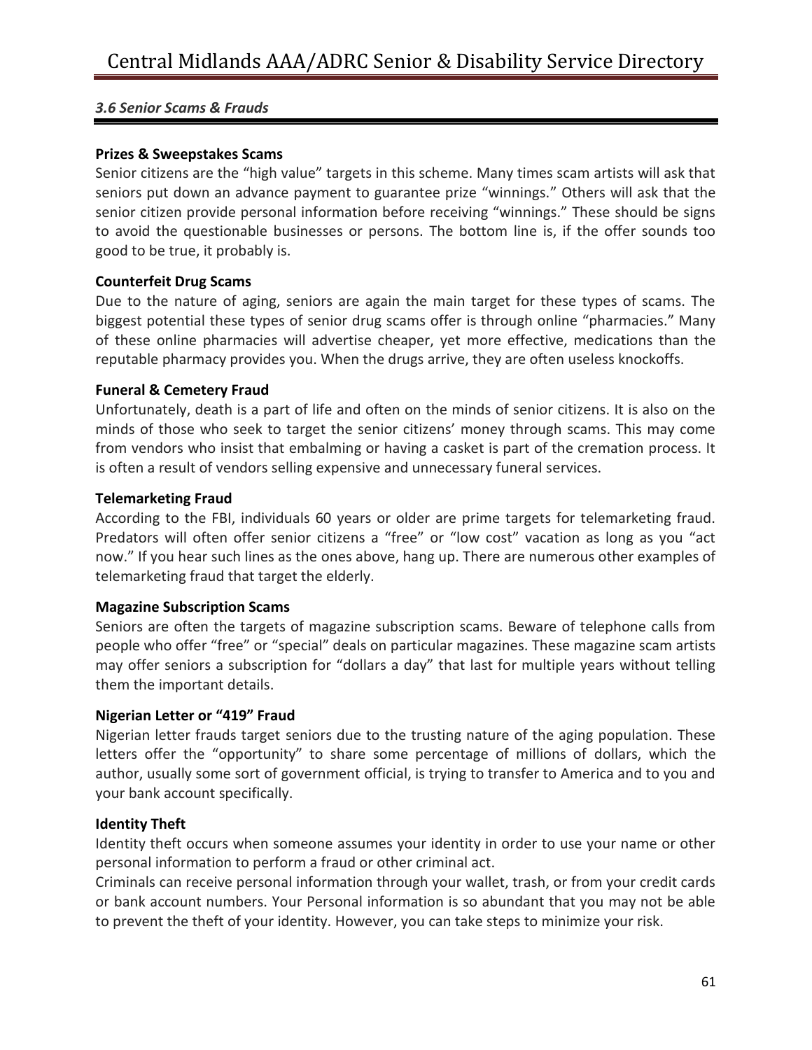### *3.6 Senior Scams & Frauds*

**Prizes & Sweepstakes Scams**

Senior citizens are the "high value" targets in this scheme. Many times scam artists will ask that seniors put down an advance payment to guarantee prize "winnings." Others will ask that the senior citizen provide personal information before receiving "winnings." These should be signs to avoid the questionable businesses or persons. The bottom line is, if the offer sounds too good to be true, it probably is.

**Counterfeit Drug Scams**

Due to the nature of aging, seniors are again the main target for these types of scams. The biggest potential these types of senior drug scams offer is through online "pharmacies." Many of these online pharmacies will advertise cheaper, yet more effective, medications than the reputable pharmacy provides you. When the drugs arrive, they are often useless knockoffs.

**Funeral & Cemetery Fraud**

Unfortunately, death is a part of life and often on the minds of senior citizens. It is also on the minds of those who seek to target the senior citizens' money through scams. This may come from vendors who insist that embalming or having a casket is part of the cremation process. It is often a result of vendors selling expensive and unnecessary funeral services.

**Telemarketing Fraud**

According to the FBI, individuals 60 years or older are prime targets for telemarketing fraud. Predators will often offer senior citizens a "free" or "low cost" vacation as long as you "act now." If you hear such lines as the ones above, hang up. There are numerous other examples of telemarketing fraud that target the elderly.

**Magazine Subscription Scams**

Seniors are often the targets of magazine subscription scams. Beware of telephone calls from people who offer "free" or "special" deals on particular magazines. These magazine scam artists may offer seniors a subscription for "dollars a day" that last for multiple years without telling them the important details.

**Nigerian Letter or "419" Fraud**

Nigerian letter frauds target seniors due to the trusting nature of the aging population. These letters offer the "opportunity" to share some percentage of millions of dollars, which the author, usually some sort of government official, is trying to transfer to America and to you and your bank account specifically.

**Identity Theft**

Identity theft occurs when someone assumes your identity in order to use your name or other personal information to perform a fraud or other criminal act.

Criminals can receive personal information through your wallet, trash, or from your credit cards or bank account numbers. Your Personal information is so abundant that you may not be able to prevent the theft of your identity. However, you can take steps to minimize your risk.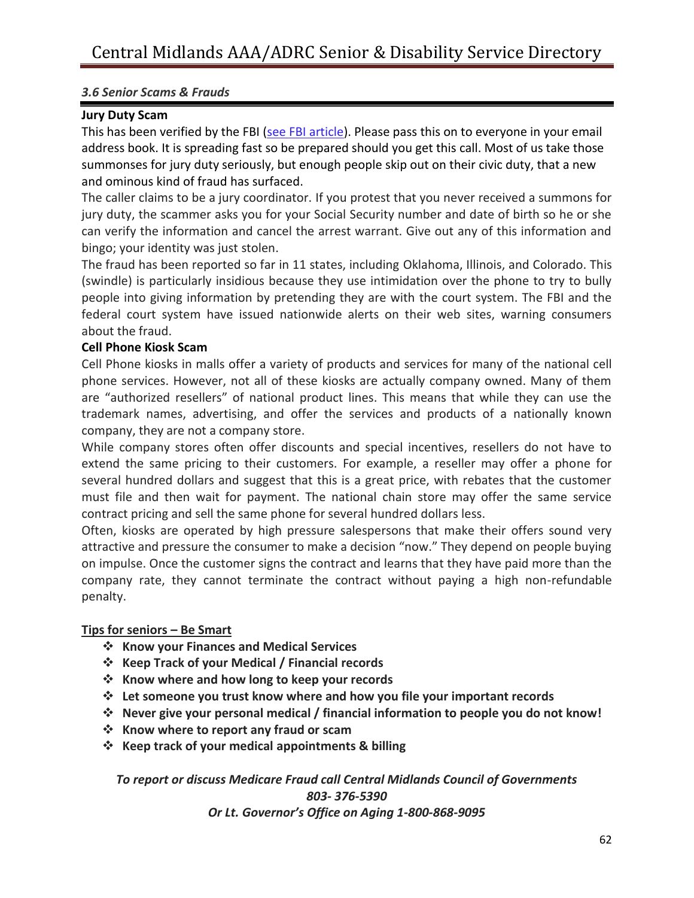### *3.6 Senior Scams & Frauds*

**Jury Duty Scam**

This has been verified by the FBI (see FBI article). Please pass this on to everyone in your email address book. It is spreading fast so be prepared should you get this call. Most of us take those summonses for jury duty seriously, but enough people skip out on their civic duty, that a new and ominous kind of fraud has surfaced.

The caller claims to be a jury coordinator. If you protest that you never received a summons for jury duty, the scammer asks you for your Social Security number and date of birth so he or she can verify the information and cancel the arrest warrant. Give out any of this information and bingo; your identity was just stolen.

The fraud has been reported so far in 11 states, including Oklahoma, Illinois, and Colorado. This (swindle) is particularly insidious because they use intimidation over the phone to try to bully people into giving information by pretending they are with the court system. The FBI and the federal court system have issued nationwide alerts on their web sites, warning consumers about the fraud.

**Cell Phone Kiosk Scam**

Cell Phone kiosks in malls offer a variety of products and services for many of the national cell phone services. However, not all of these kiosks are actually company owned. Many of them are "authorized resellers" of national product lines. This means that while they can use the trademark names, advertising, and offer the services and products of a nationally known company, they are not a company store.

While company stores often offer discounts and special incentives, resellers do not have to extend the same pricing to their customers. For example, a reseller may offer a phone for several hundred dollars and suggest that this is a great price, with rebates that the customer must file and then wait for payment. The national chain store may offer the same service contract pricing and sell the same phone for several hundred dollars less.

Often, kiosks are operated by high pressure salespersons that make their offers sound very attractive and pressure the consumer to make a decision "now." They depend on people buying on impulse. Once the customer signs the contract and learns that they have paid more than the company rate, they cannot terminate the contract without paying a high non-refundable penalty.

**Tips for seniors – Be Smart**

- **Know your Finances and Medical Services**
- **Keep Track of your Medical / Financial records**
- **Know where and how long to keep your records**
- **Let someone you trust know where and how you file your important records**
- **Never give your personal medical / financial information to people you do not know!**
- **Know where to report any fraud or scam**
- **Keep track of your medical appointments & billing**

***To report or discuss Medicare Fraud call Central Midlands Council of Governments 803- 376-5390***

***Or Lt. Governor's Office on Aging 1-800-868-9095***